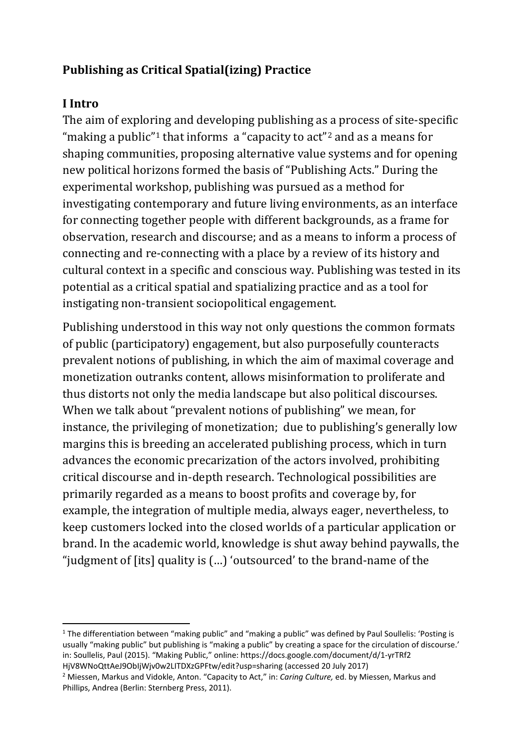# Publishing as Critical Spatial(izing) Practice

## I Intro

The aim of exploring and developing publishing as a process of site-specific "making a public"[1] that informs a "capacity to act"[2] and as a means for shaping communities, proposing alternative value systems and for opening new political horizons formed the basis of "Publishing Acts." During the experimental workshop, publishing was pursued as a method for investigating contemporary and future living environments, as an interface for connecting together people with different backgrounds, as a frame for observation, research and discourse; and as a means to inform a process of connecting and re-connecting with a place by a review of its history and cultural context in a specific and conscious way. Publishing was tested in its potential as a critical spatial and spatializing practice and as a tool for instigating non-transient sociopolitical engagement.

Publishing understood in this way not only questions the common formats of public (participatory) engagement, but also purposefully counteracts prevalent notions of publishing, in which the aim of maximal coverage and monetization outranks content, allows misinformation to proliferate and thus distorts not only the media landscape but also political discourses. When we talk about "prevalent notions of publishing" we mean, for instance, the privileging of monetization; due to publishing's generally low margins this is breeding an accelerated publishing process, which in turn advances the economic precarization of the actors involved, prohibiting critical discourse and in-depth research. Technological possibilities are primarily regarded as a means to boost profits and coverage by, for example, the integration of multiple media, always eager, nevertheless, to keep customers locked into the closed worlds of a particular application or brand. In the academic world, knowledge is shut away behind paywalls, the "judgment of [its] quality is (…) 'outsourced' to the brand-name of the

---

[1] The differentiation between "making public" and "making a public" was defined by Paul Soullelis: 'Posting is usually "making public" but publishing is "making a public" by creating a space for the circulation of discourse.' in: Soullelis, Paul (2015). "Making Public," online: https://docs.google.com/document/d/1-yrTRf2HjV8WNoQttAeJ9ObIjWjv0w2LITDXzGPFtw/edit?usp=sharing (accessed 20 July 2017)

[2] Miessen, Markus and Vidokle, Anton. "Capacity to Act," in: *Caring Culture,* ed. by Miessen, Markus and Phillips, Andrea (Berlin: Sternberg Press, 2011).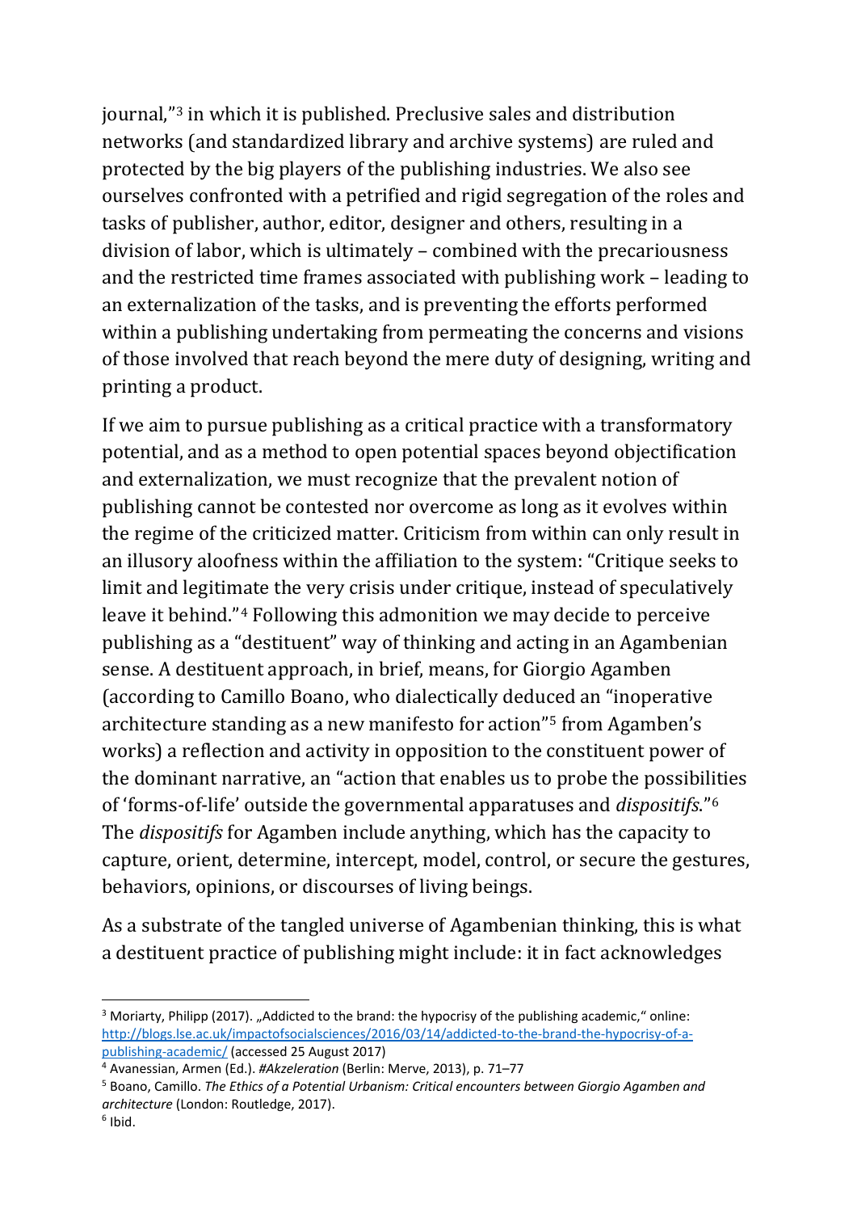journal,"[3] in which it is published. Preclusive sales and distribution networks (and standardized library and archive systems) are ruled and protected by the big players of the publishing industries. We also see ourselves confronted with a petrified and rigid segregation of the roles and tasks of publisher, author, editor, designer and others, resulting in a division of labor, which is ultimately – combined with the precariousness and the restricted time frames associated with publishing work – leading to an externalization of the tasks, and is preventing the efforts performed within a publishing undertaking from permeating the concerns and visions of those involved that reach beyond the mere duty of designing, writing and printing a product.

If we aim to pursue publishing as a critical practice with a transformatory potential, and as a method to open potential spaces beyond objectification and externalization, we must recognize that the prevalent notion of publishing cannot be contested nor overcome as long as it evolves within the regime of the criticized matter. Criticism from within can only result in an illusory aloofness within the affiliation to the system: "Critique seeks to limit and legitimate the very crisis under critique, instead of speculatively leave it behind."[4] Following this admonition we may decide to perceive publishing as a "destituent" way of thinking and acting in an Agambenian sense. A destituent approach, in brief, means, for Giorgio Agamben (according to Camillo Boano, who dialectically deduced an "inoperative architecture standing as a new manifesto for action"[5] from Agamben's works) a reflection and activity in opposition to the constituent power of the dominant narrative, an "action that enables us to probe the possibilities of 'forms-of-life' outside the governmental apparatuses and *dispositifs*."[6] The *dispositifs* for Agamben include anything, which has the capacity to capture, orient, determine, intercept, model, control, or secure the gestures, behaviors, opinions, or discourses of living beings.

As a substrate of the tangled universe of Agambenian thinking, this is what a destituent practice of publishing might include: it in fact acknowledges

---

[3] Moriarty, Philipp (2017). „Addicted to the brand: the hypocrisy of the publishing academic," online: http://blogs.lse.ac.uk/impactofsocialsciences/2016/03/14/addicted-to-the-brand-the-hypocrisy-of-a-publishing-academic/ (accessed 25 August 2017)

[4] Avanessian, Armen (Ed.). *#Akzeleration* (Berlin: Merve, 2013), p. 71–77

[5] Boano, Camillo. *The Ethics of a Potential Urbanism: Critical encounters between Giorgio Agamben and architecture* (London: Routledge, 2017).

[6] Ibid.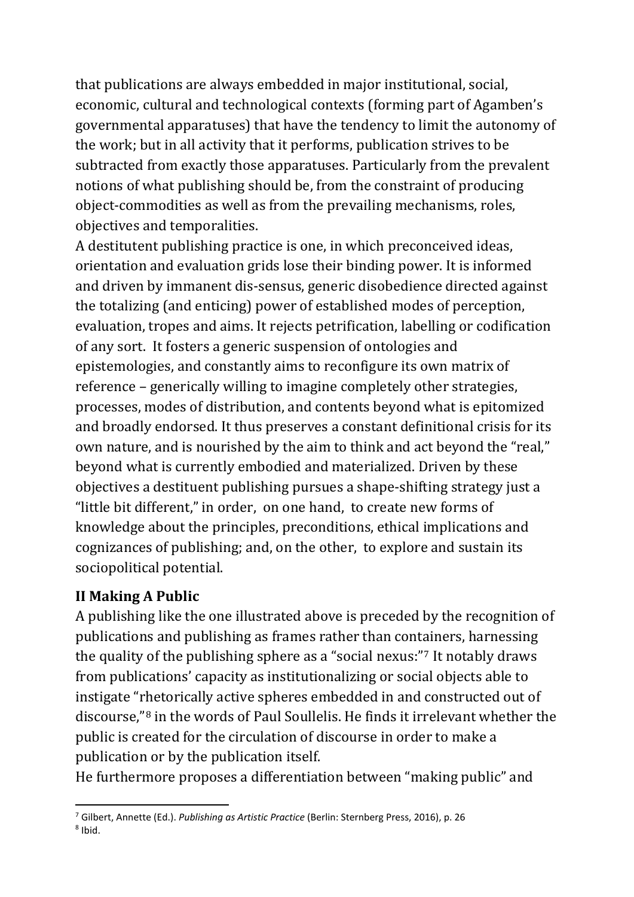that publications are always embedded in major institutional, social, economic, cultural and technological contexts (forming part of Agamben's governmental apparatuses) that have the tendency to limit the autonomy of the work; but in all activity that it performs, publication strives to be subtracted from exactly those apparatuses. Particularly from the prevalent notions of what publishing should be, from the constraint of producing object-commodities as well as from the prevailing mechanisms, roles, objectives and temporalities.

A destitutent publishing practice is one, in which preconceived ideas, orientation and evaluation grids lose their binding power. It is informed and driven by immanent dis-sensus, generic disobedience directed against the totalizing (and enticing) power of established modes of perception, evaluation, tropes and aims. It rejects petrification, labelling or codification of any sort. It fosters a generic suspension of ontologies and epistemologies, and constantly aims to reconfigure its own matrix of reference – generically willing to imagine completely other strategies, processes, modes of distribution, and contents beyond what is epitomized and broadly endorsed. It thus preserves a constant definitional crisis for its own nature, and is nourished by the aim to think and act beyond the "real," beyond what is currently embodied and materialized. Driven by these objectives a destituent publishing pursues a shape-shifting strategy just a "little bit different," in order, on one hand, to create new forms of knowledge about the principles, preconditions, ethical implications and cognizances of publishing; and, on the other, to explore and sustain its sociopolitical potential.

## II Making A Public

A publishing like the one illustrated above is preceded by the recognition of publications and publishing as frames rather than containers, harnessing the quality of the publishing sphere as a "social nexus:"[7] It notably draws from publications' capacity as institutionalizing or social objects able to instigate "rhetorically active spheres embedded in and constructed out of discourse,"[8] in the words of Paul Soullelis. He finds it irrelevant whether the public is created for the circulation of discourse in order to make a publication or by the publication itself.

He furthermore proposes a differentiation between "making public" and

[7] Gilbert, Annette (Ed.). *Publishing as Artistic Practice* (Berlin: Sternberg Press, 2016), p. 26

[8] Ibid.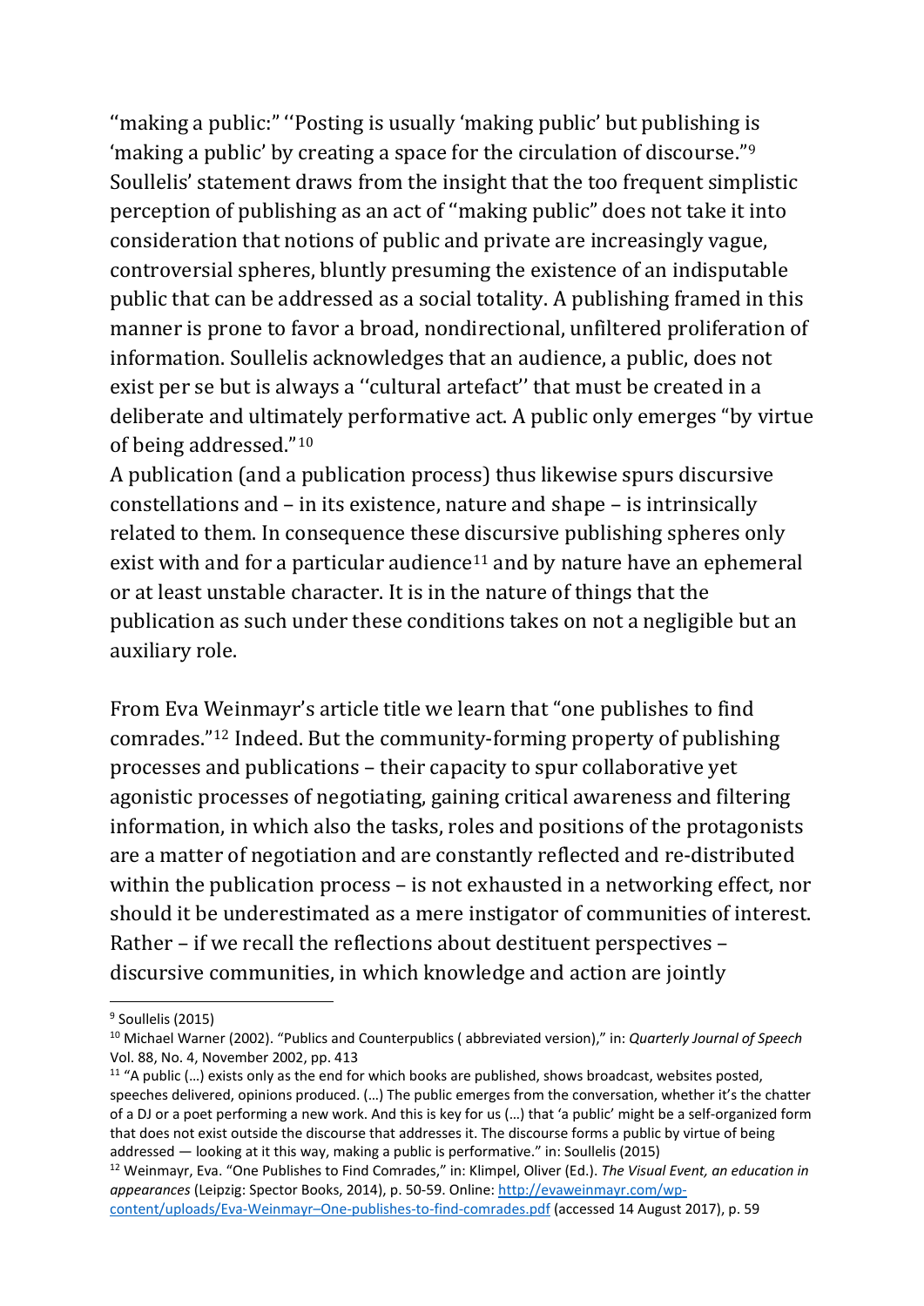"making a public:" ''Posting is usually 'making public' but publishing is 'making a public' by creating a space for the circulation of discourse."[9] Soullelis' statement draws from the insight that the too frequent simplistic perception of publishing as an act of "making public" does not take it into consideration that notions of public and private are increasingly vague, controversial spheres, bluntly presuming the existence of an indisputable public that can be addressed as a social totality. A publishing framed in this manner is prone to favor a broad, nondirectional, unfiltered proliferation of information. Soullelis acknowledges that an audience, a public, does not exist per se but is always a ''cultural artefact'' that must be created in a deliberate and ultimately performative act. A public only emerges "by virtue of being addressed."[10]

A publication (and a publication process) thus likewise spurs discursive constellations and – in its existence, nature and shape – is intrinsically related to them. In consequence these discursive publishing spheres only exist with and for a particular audience[11] and by nature have an ephemeral or at least unstable character. It is in the nature of things that the publication as such under these conditions takes on not a negligible but an auxiliary role.

From Eva Weinmayr's article title we learn that "one publishes to find comrades."[12] Indeed. But the community-forming property of publishing processes and publications – their capacity to spur collaborative yet agonistic processes of negotiating, gaining critical awareness and filtering information, in which also the tasks, roles and positions of the protagonists are a matter of negotiation and are constantly reflected and re-distributed within the publication process – is not exhausted in a networking effect, nor should it be underestimated as a mere instigator of communities of interest. Rather – if we recall the reflections about destituent perspectives – discursive communities, in which knowledge and action are jointly

---

[9] Soullelis (2015)

[10] Michael Warner (2002). "Publics and Counterpublics ( abbreviated version)," in: *Quarterly Journal of Speech* Vol. 88, No. 4, November 2002, pp. 413

[11] "A public (…) exists only as the end for which books are published, shows broadcast, websites posted, speeches delivered, opinions produced. (…) The public emerges from the conversation, whether it's the chatter of a DJ or a poet performing a new work. And this is key for us (…) that 'a public' might be a self-organized form that does not exist outside the discourse that addresses it. The discourse forms a public by virtue of being addressed — looking at it this way, making a public is performative." in: Soullelis (2015)

[12] Weinmayr, Eva. "One Publishes to Find Comrades," in: Klimpel, Oliver (Ed.). *The Visual Event, an education in appearances* (Leipzig: Spector Books, 2014), p. 50-59. Online: http://evaweinmayr.com/wp-content/uploads/Eva-Weinmayr–One-publishes-to-find-comrades.pdf (accessed 14 August 2017), p. 59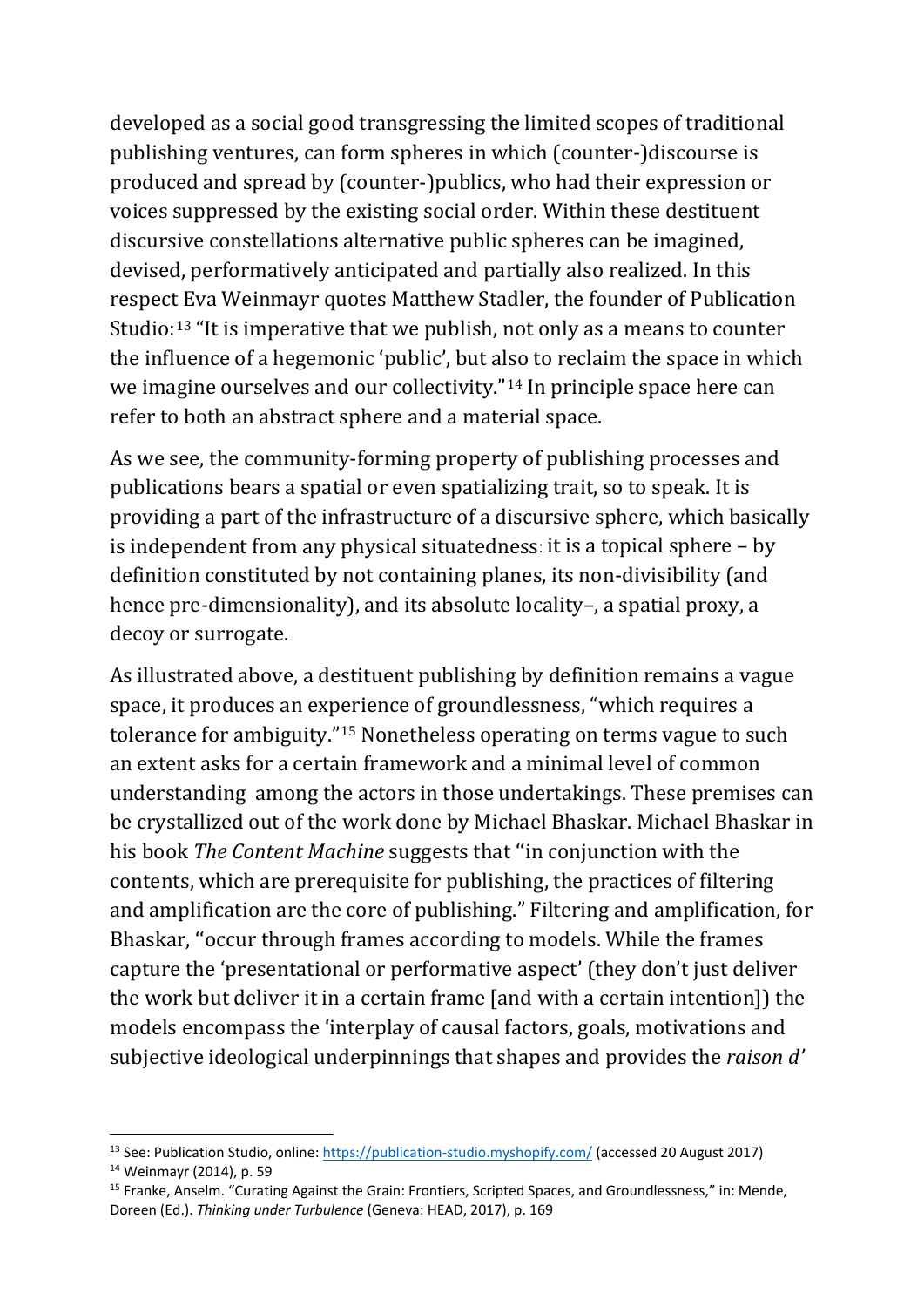developed as a social good transgressing the limited scopes of traditional publishing ventures, can form spheres in which (counter-)discourse is produced and spread by (counter-)publics, who had their expression or voices suppressed by the existing social order. Within these destituent discursive constellations alternative public spheres can be imagined, devised, performatively anticipated and partially also realized. In this respect Eva Weinmayr quotes Matthew Stadler, the founder of Publication Studio:[13] "It is imperative that we publish, not only as a means to counter the influence of a hegemonic 'public', but also to reclaim the space in which we imagine ourselves and our collectivity."[14] In principle space here can refer to both an abstract sphere and a material space.

As we see, the community-forming property of publishing processes and publications bears a spatial or even spatializing trait, so to speak. It is providing a part of the infrastructure of a discursive sphere, which basically is independent from any physical situatedness: it is a topical sphere – by definition constituted by not containing planes, its non-divisibility (and hence pre-dimensionality), and its absolute locality–, a spatial proxy, a decoy or surrogate.

As illustrated above, a destituent publishing by definition remains a vague space, it produces an experience of groundlessness, "which requires a tolerance for ambiguity."[15] Nonetheless operating on terms vague to such an extent asks for a certain framework and a minimal level of common understanding among the actors in those undertakings. These premises can be crystallized out of the work done by Michael Bhaskar. Michael Bhaskar in his book *The Content Machine* suggests that "in conjunction with the contents, which are prerequisite for publishing, the practices of filtering and amplification are the core of publishing." Filtering and amplification, for Bhaskar, "occur through frames according to models. While the frames capture the 'presentational or performative aspect' (they don't just deliver the work but deliver it in a certain frame [and with a certain intention]) the models encompass the 'interplay of causal factors, goals, motivations and subjective ideological underpinnings that shapes and provides the *raison d'*

---

[13] See: Publication Studio, online: https://publication-studio.myshopify.com/ (accessed 20 August 2017)

[14] Weinmayr (2014), p. 59

[15] Franke, Anselm. "Curating Against the Grain: Frontiers, Scripted Spaces, and Groundlessness," in: Mende, Doreen (Ed.). *Thinking under Turbulence* (Geneva: HEAD, 2017), p. 169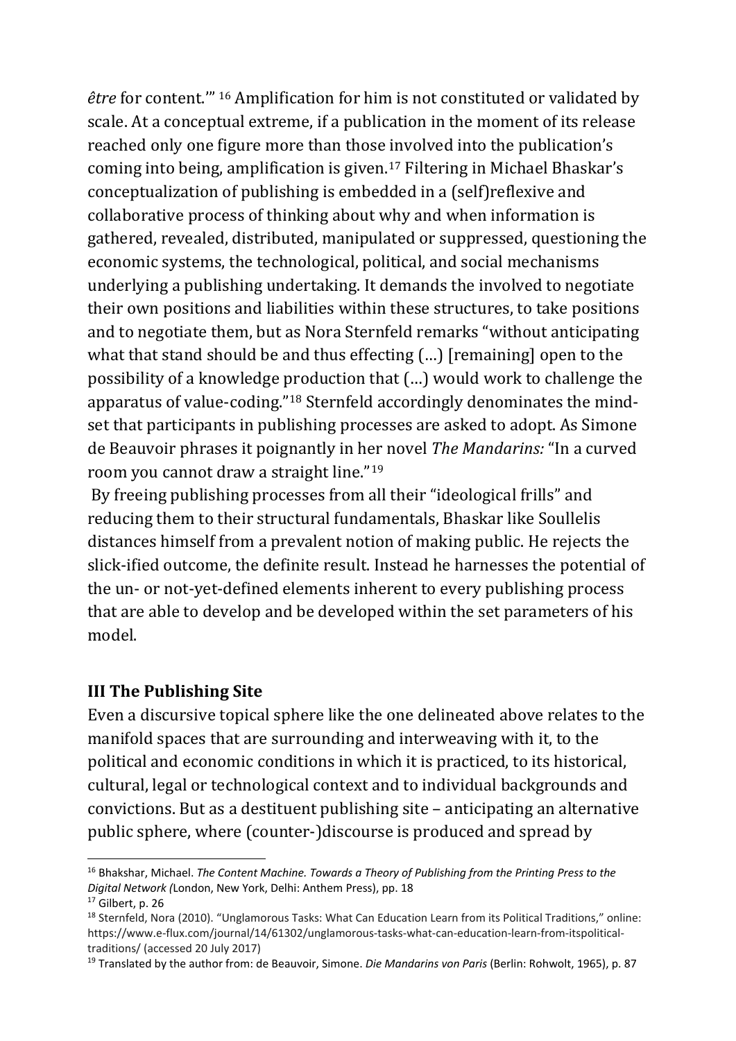*être* for content.'" [16] Amplification for him is not constituted or validated by scale. At a conceptual extreme, if a publication in the moment of its release reached only one figure more than those involved into the publication's coming into being, amplification is given.[17] Filtering in Michael Bhaskar's conceptualization of publishing is embedded in a (self)reflexive and collaborative process of thinking about why and when information is gathered, revealed, distributed, manipulated or suppressed, questioning the economic systems, the technological, political, and social mechanisms underlying a publishing undertaking. It demands the involved to negotiate their own positions and liabilities within these structures, to take positions and to negotiate them, but as Nora Sternfeld remarks "without anticipating what that stand should be and thus effecting (…) [remaining] open to the possibility of a knowledge production that (…) would work to challenge the apparatus of value-coding."[18] Sternfeld accordingly denominates the mind-set that participants in publishing processes are asked to adopt. As Simone de Beauvoir phrases it poignantly in her novel *The Mandarins:* "In a curved room you cannot draw a straight line."[19]

By freeing publishing processes from all their "ideological frills" and reducing them to their structural fundamentals, Bhaskar like Soullelis distances himself from a prevalent notion of making public. He rejects the slick-ified outcome, the definite result. Instead he harnesses the potential of the un- or not-yet-defined elements inherent to every publishing process that are able to develop and be developed within the set parameters of his model.

## III The Publishing Site

Even a discursive topical sphere like the one delineated above relates to the manifold spaces that are surrounding and interweaving with it, to the political and economic conditions in which it is practiced, to its historical, cultural, legal or technological context and to individual backgrounds and convictions. But as a destituent publishing site – anticipating an alternative public sphere, where (counter-)discourse is produced and spread by

---

[16] Bhakshar, Michael. *The Content Machine. Towards a Theory of Publishing from the Printing Press to the Digital Network (*London, New York, Delhi: Anthem Press), pp. 18

[17] Gilbert, p. 26

[18] Sternfeld, Nora (2010). "Unglamorous Tasks: What Can Education Learn from its Political Traditions," online: https://www.e-flux.com/journal/14/61302/unglamorous-tasks-what-can-education-learn-from-itspolitical-traditions/ (accessed 20 July 2017)

[19] Translated by the author from: de Beauvoir, Simone. *Die Mandarins von Paris* (Berlin: Rohwolt, 1965), p. 87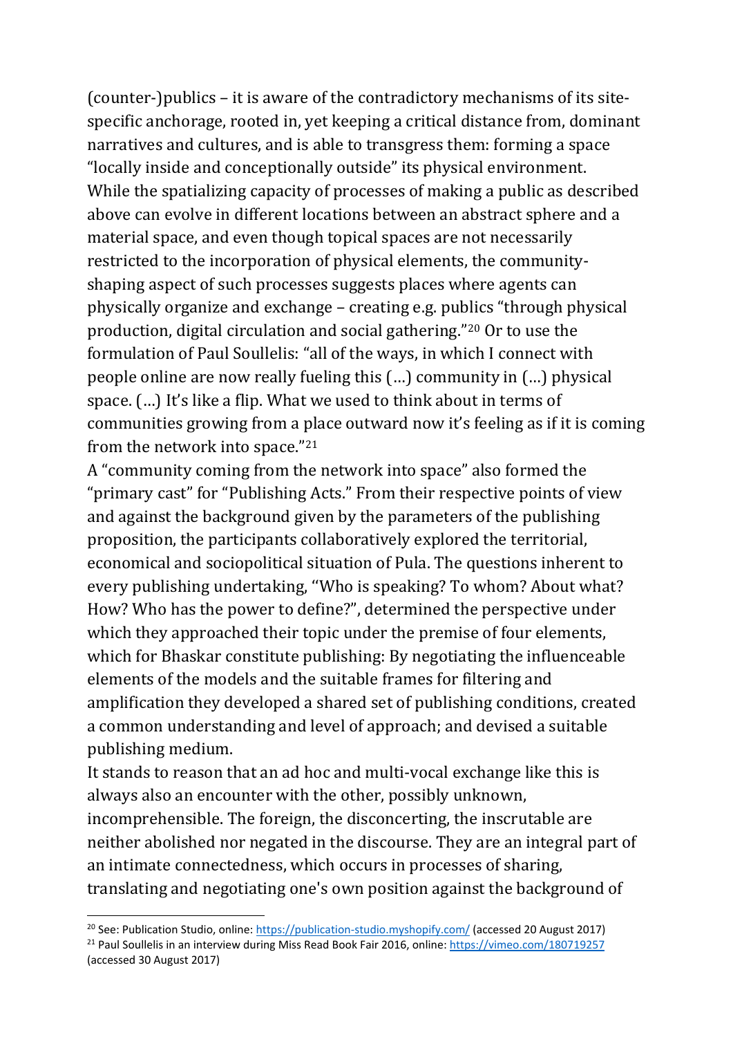(counter-)publics – it is aware of the contradictory mechanisms of its site-specific anchorage, rooted in, yet keeping a critical distance from, dominant narratives and cultures, and is able to transgress them: forming a space "locally inside and conceptionally outside" its physical environment.
While the spatializing capacity of processes of making a public as described above can evolve in different locations between an abstract sphere and a material space, and even though topical spaces are not necessarily restricted to the incorporation of physical elements, the community-shaping aspect of such processes suggests places where agents can physically organize and exchange – creating e.g. publics "through physical production, digital circulation and social gathering."[20] Or to use the formulation of Paul Soullelis: "all of the ways, in which I connect with people online are now really fueling this (…) community in (…) physical space. (…) It's like a flip. What we used to think about in terms of communities growing from a place outward now it's feeling as if it is coming from the network into space."[21]
A "community coming from the network into space" also formed the "primary cast" for "Publishing Acts." From their respective points of view and against the background given by the parameters of the publishing proposition, the participants collaboratively explored the territorial, economical and sociopolitical situation of Pula. The questions inherent to every publishing undertaking, "Who is speaking? To whom? About what? How? Who has the power to define?", determined the perspective under which they approached their topic under the premise of four elements, which for Bhaskar constitute publishing: By negotiating the influenceable elements of the models and the suitable frames for filtering and amplification they developed a shared set of publishing conditions, created a common understanding and level of approach; and devised a suitable publishing medium.
It stands to reason that an ad hoc and multi-vocal exchange like this is always also an encounter with the other, possibly unknown, incomprehensible. The foreign, the disconcerting, the inscrutable are neither abolished nor negated in the discourse. They are an integral part of an intimate connectedness, which occurs in processes of sharing, translating and negotiating one's own position against the background of

[20] See: Publication Studio, online: https://publication-studio.myshopify.com/ (accessed 20 August 2017)
[21] Paul Soullelis in an interview during Miss Read Book Fair 2016, online: https://vimeo.com/180719257 (accessed 30 August 2017)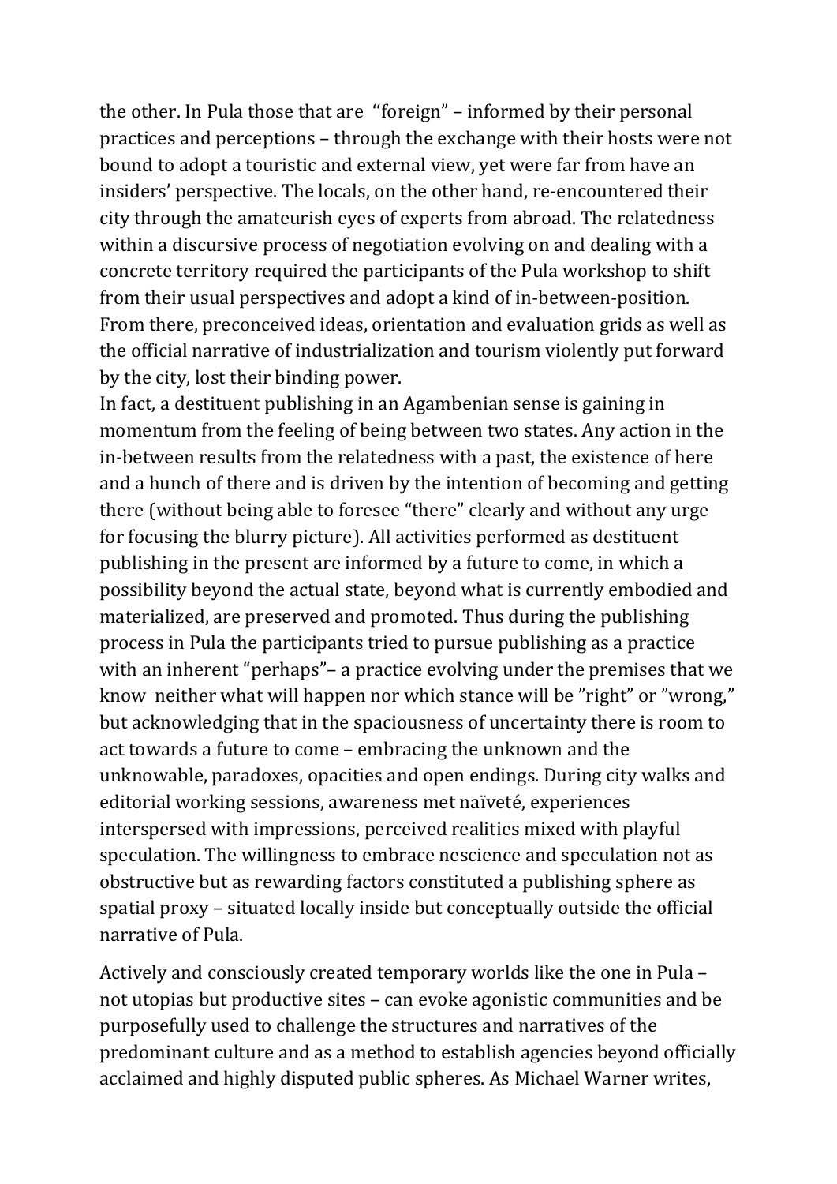the other. In Pula those that are "foreign" – informed by their personal practices and perceptions – through the exchange with their hosts were not bound to adopt a touristic and external view, yet were far from have an insiders' perspective. The locals, on the other hand, re-encountered their city through the amateurish eyes of experts from abroad. The relatedness within a discursive process of negotiation evolving on and dealing with a concrete territory required the participants of the Pula workshop to shift from their usual perspectives and adopt a kind of in-between-position. From there, preconceived ideas, orientation and evaluation grids as well as the official narrative of industrialization and tourism violently put forward by the city, lost their binding power.
In fact, a destituent publishing in an Agambenian sense is gaining in momentum from the feeling of being between two states. Any action in the in-between results from the relatedness with a past, the existence of here and a hunch of there and is driven by the intention of becoming and getting there (without being able to foresee "there" clearly and without any urge for focusing the blurry picture). All activities performed as destituent publishing in the present are informed by a future to come, in which a possibility beyond the actual state, beyond what is currently embodied and materialized, are preserved and promoted. Thus during the publishing process in Pula the participants tried to pursue publishing as a practice with an inherent "perhaps"– a practice evolving under the premises that we know neither what will happen nor which stance will be "right" or "wrong," but acknowledging that in the spaciousness of uncertainty there is room to act towards a future to come – embracing the unknown and the unknowable, paradoxes, opacities and open endings. During city walks and editorial working sessions, awareness met naïveté, experiences interspersed with impressions, perceived realities mixed with playful speculation. The willingness to embrace nescience and speculation not as obstructive but as rewarding factors constituted a publishing sphere as spatial proxy – situated locally inside but conceptually outside the official narrative of Pula.

Actively and consciously created temporary worlds like the one in Pula – not utopias but productive sites – can evoke agonistic communities and be purposefully used to challenge the structures and narratives of the predominant culture and as a method to establish agencies beyond officially acclaimed and highly disputed public spheres. As Michael Warner writes,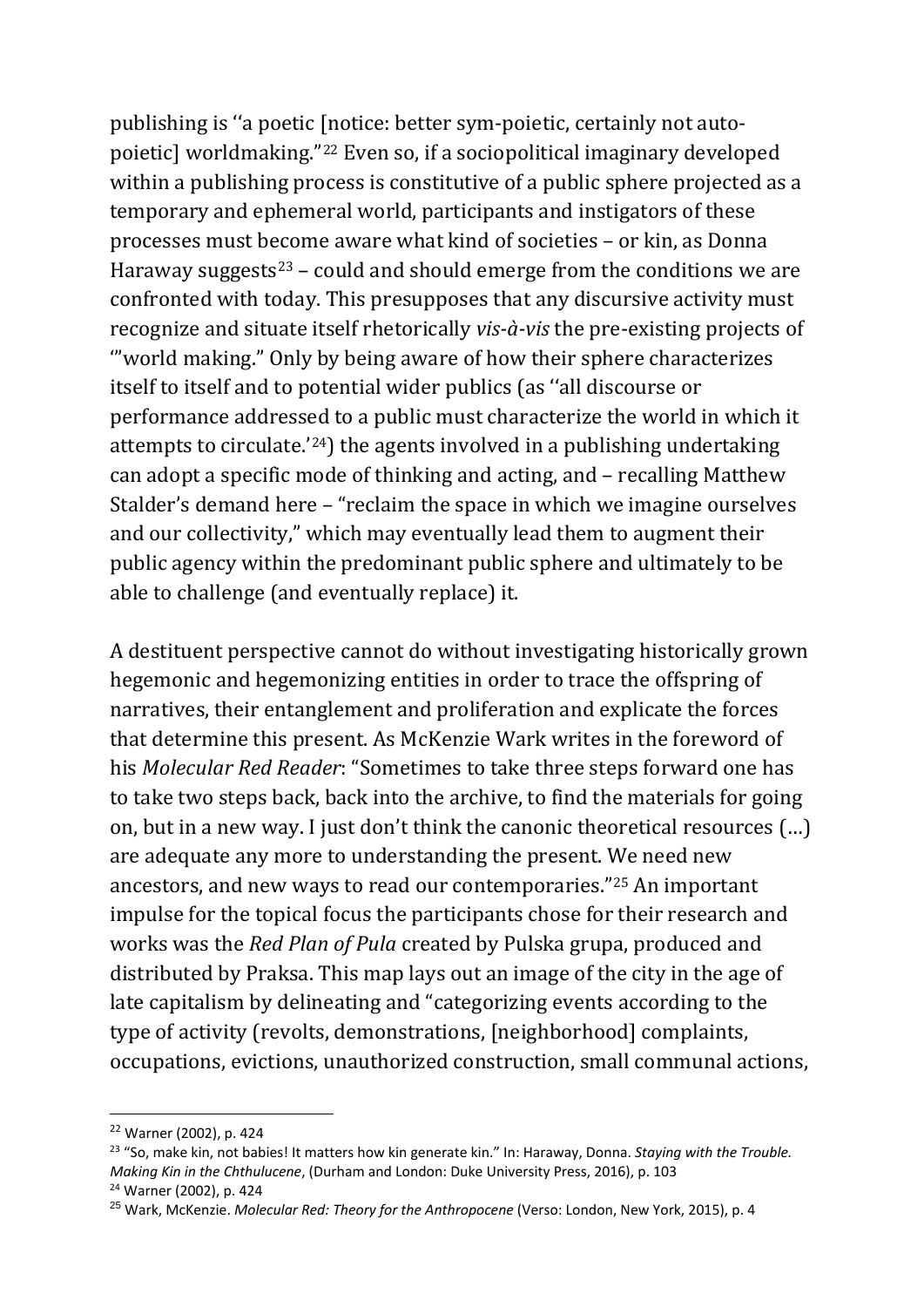publishing is ''a poetic [notice: better sym-poietic, certainly not auto-poietic] worldmaking."[22] Even so, if a sociopolitical imaginary developed within a publishing process is constitutive of a public sphere projected as a temporary and ephemeral world, participants and instigators of these processes must become aware what kind of societies – or kin, as Donna Haraway suggests[23] – could and should emerge from the conditions we are confronted with today. This presupposes that any discursive activity must recognize and situate itself rhetorically *vis-à-vis* the pre-existing projects of '"world making." Only by being aware of how their sphere characterizes itself to itself and to potential wider publics (as ''all discourse or performance addressed to a public must characterize the world in which it attempts to circulate.'[24]) the agents involved in a publishing undertaking can adopt a specific mode of thinking and acting, and – recalling Matthew Stalder's demand here – "reclaim the space in which we imagine ourselves and our collectivity," which may eventually lead them to augment their public agency within the predominant public sphere and ultimately to be able to challenge (and eventually replace) it.

A destituent perspective cannot do without investigating historically grown hegemonic and hegemonizing entities in order to trace the offspring of narratives, their entanglement and proliferation and explicate the forces that determine this present. As McKenzie Wark writes in the foreword of his *Molecular Red Reader*: "Sometimes to take three steps forward one has to take two steps back, back into the archive, to find the materials for going on, but in a new way. I just don't think the canonic theoretical resources (…) are adequate any more to understanding the present. We need new ancestors, and new ways to read our contemporaries."[25] An important impulse for the topical focus the participants chose for their research and works was the *Red Plan of Pula* created by Pulska grupa, produced and distributed by Praksa. This map lays out an image of the city in the age of late capitalism by delineating and "categorizing events according to the type of activity (revolts, demonstrations, [neighborhood] complaints, occupations, evictions, unauthorized construction, small communal actions,

---

[22] Warner (2002), p. 424

[23] "So, make kin, not babies! It matters how kin generate kin." In: Haraway, Donna. *Staying with the Trouble. Making Kin in the Chthulucene*, (Durham and London: Duke University Press, 2016), p. 103

[24] Warner (2002), p. 424

[25] Wark, McKenzie. *Molecular Red: Theory for the Anthropocene* (Verso: London, New York, 2015), p. 4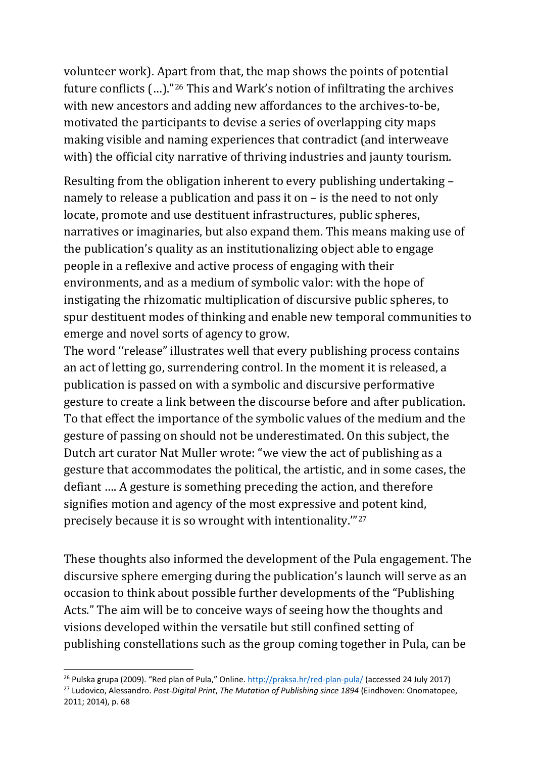volunteer work). Apart from that, the map shows the points of potential future conflicts (…).”[26] This and Wark’s notion of infiltrating the archives with new ancestors and adding new affordances to the archives-to-be, motivated the participants to devise a series of overlapping city maps making visible and naming experiences that contradict (and interweave with) the official city narrative of thriving industries and jaunty tourism.

Resulting from the obligation inherent to every publishing undertaking – namely to release a publication and pass it on – is the need to not only locate, promote and use destituent infrastructures, public spheres, narratives or imaginaries, but also expand them. This means making use of the publication’s quality as an institutionalizing object able to engage people in a reflexive and active process of engaging with their environments, and as a medium of symbolic valor: with the hope of instigating the rhizomatic multiplication of discursive public spheres, to spur destituent modes of thinking and enable new temporal communities to emerge and novel sorts of agency to grow.
The word ‘‘release” illustrates well that every publishing process contains an act of letting go, surrendering control. In the moment it is released, a publication is passed on with a symbolic and discursive performative gesture to create a link between the discourse before and after publication. To that effect the importance of the symbolic values of the medium and the gesture of passing on should not be underestimated. On this subject, the Dutch art curator Nat Muller wrote: “we view the act of publishing as a gesture that accommodates the political, the artistic, and in some cases, the defiant …. A gesture is something preceding the action, and therefore signifies motion and agency of the most expressive and potent kind, precisely because it is so wrought with intentionality.’”[27]

These thoughts also informed the development of the Pula engagement. The discursive sphere emerging during the publication’s launch will serve as an occasion to think about possible further developments of the “Publishing Acts.” The aim will be to conceive ways of seeing how the thoughts and visions developed within the versatile but still confined setting of publishing constellations such as the group coming together in Pula, can be

---

[26] Pulska grupa (2009). “Red plan of Pula,” Online. http://praksa.hr/red-plan-pula/ (accessed 24 July 2017)

[27] Ludovico, Alessandro. *Post-Digital Print*, *The Mutation of Publishing since 1894* (Eindhoven: Onomatopee, 2011; 2014), p. 68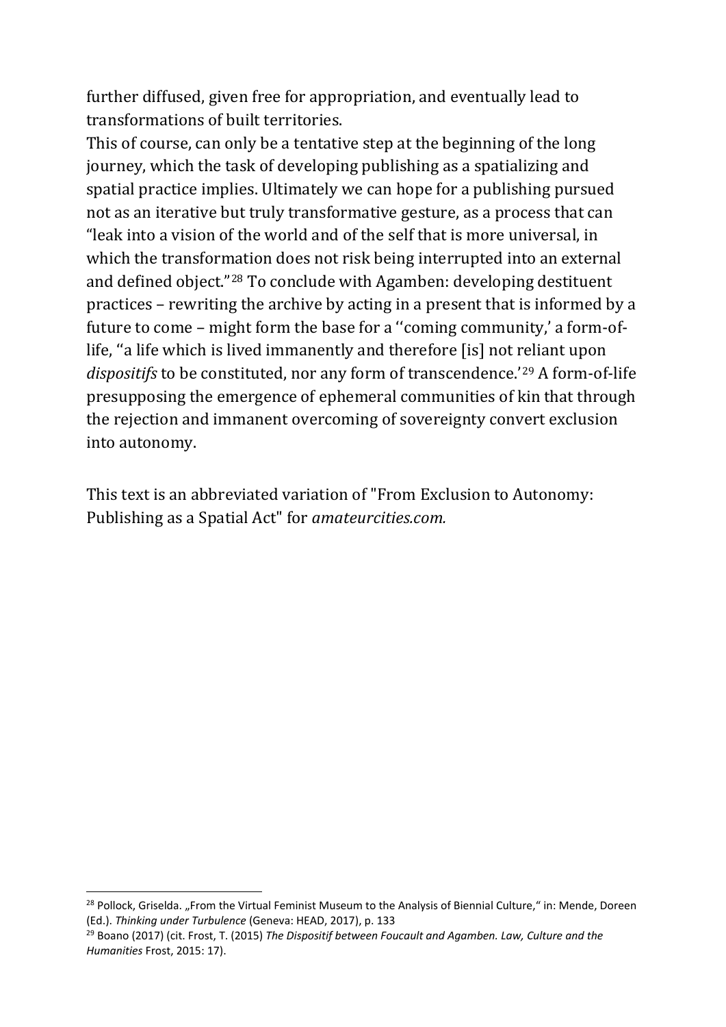further diffused, given free for appropriation, and eventually lead to transformations of built territories.
This of course, can only be a tentative step at the beginning of the long journey, which the task of developing publishing as a spatializing and spatial practice implies. Ultimately we can hope for a publishing pursued not as an iterative but truly transformative gesture, as a process that can "leak into a vision of the world and of the self that is more universal, in which the transformation does not risk being interrupted into an external and defined object."[28] To conclude with Agamben: developing destituent practices – rewriting the archive by acting in a present that is informed by a future to come – might form the base for a ''coming community,' a form-of-life, ''a life which is lived immanently and therefore [is] not reliant upon *dispositifs* to be constituted, nor any form of transcendence.'[29] A form-of-life presupposing the emergence of ephemeral communities of kin that through the rejection and immanent overcoming of sovereignty convert exclusion into autonomy.

This text is an abbreviated variation of "From Exclusion to Autonomy: Publishing as a Spatial Act" for *amateurcities.com.*

---

[28] Pollock, Griselda. „From the Virtual Feminist Museum to the Analysis of Biennial Culture," in: Mende, Doreen (Ed.). *Thinking under Turbulence* (Geneva: HEAD, 2017), p. 133

[29] Boano (2017) (cit. Frost, T. (2015) *The Dispositif between Foucault and Agamben. Law, Culture and the Humanities* Frost, 2015: 17).